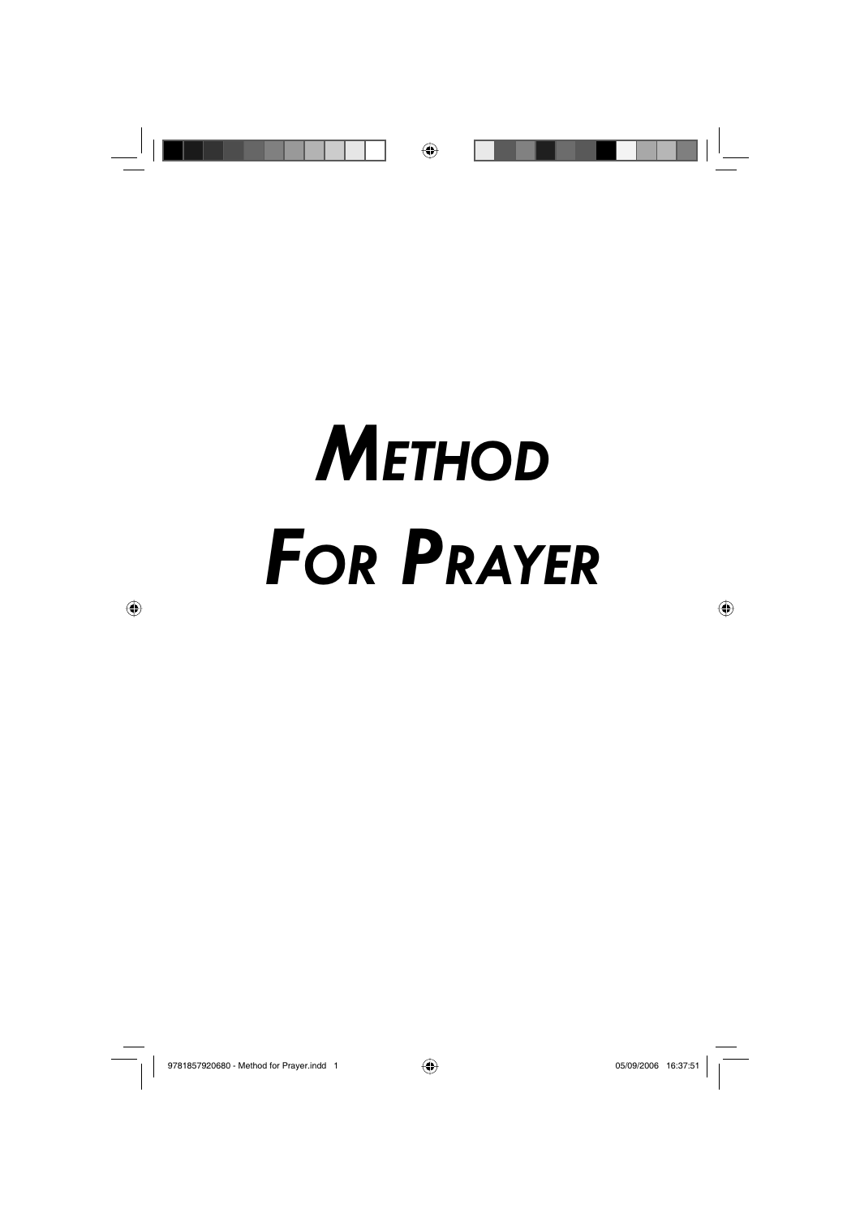# METHOD FOR PRAYER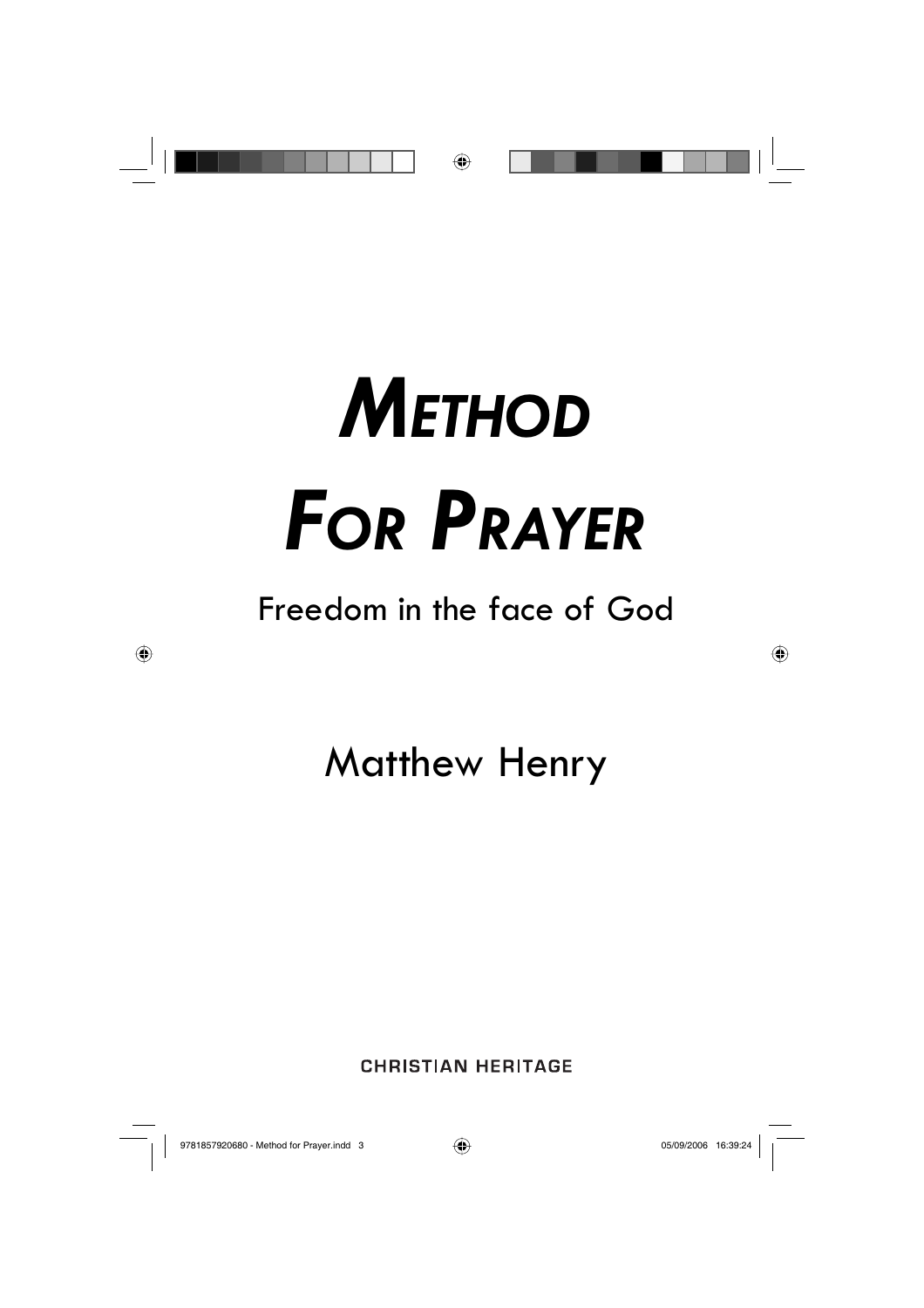# *Method For Prayer*

Freedom in the face of God

Matthew Henry

CHRISTIAN HERITAGE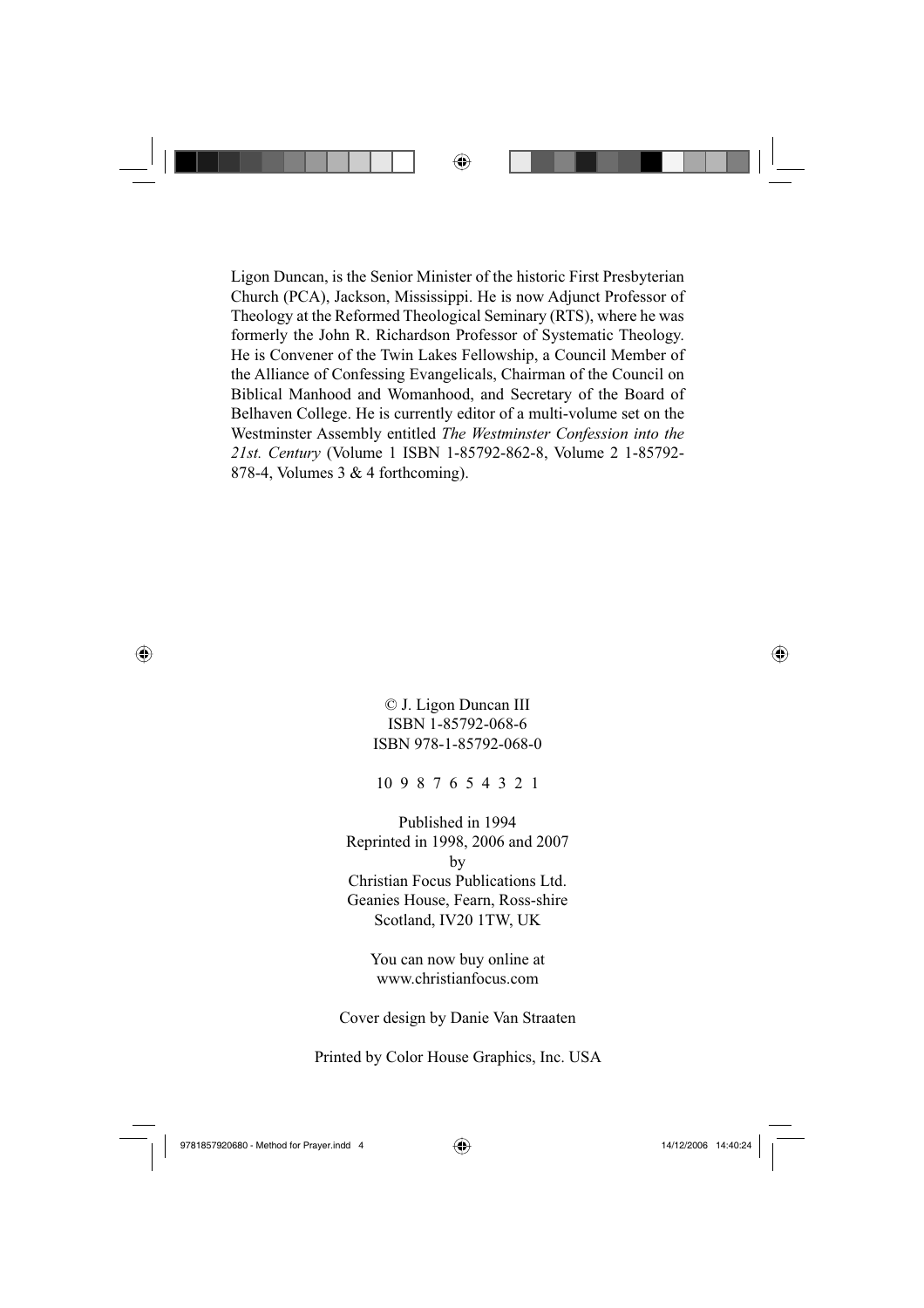Ligon Duncan, is the Senior Minister of the historic First Presbyterian Church (PCA), Jackson, Mississippi. He is now Adjunct Professor of Theology at the Reformed Theological Seminary (RTS), where he was formerly the John R. Richardson Professor of Systematic Theology. He is Convener of the Twin Lakes Fellowship, a Council Member of the Alliance of Confessing Evangelicals, Chairman of the Council on Biblical Manhood and Womanhood, and Secretary of the Board of Belhaven College. He is currently editor of a multi-volume set on the Westminster Assembly entitled *The Westminster Confession into the 21st. Century* (Volume 1 ISBN 1-85792-862-8, Volume 2 1-85792-878-4, Volumes 3 & 4 forthcoming).

© J. Ligon Duncan III
ISBN 1-85792-068-6
ISBN 978-1-85792-068-0

10 9 8 7 6 5 4 3 2 1

Published in 1994
Reprinted in 1998, 2006 and 2007
by
Christian Focus Publications Ltd.
Geanies House, Fearn, Ross-shire
Scotland, IV20 1TW, UK

You can now buy online at
www.christianfocus.com

Cover design by Danie Van Straaten

Printed by Color House Graphics, Inc. USA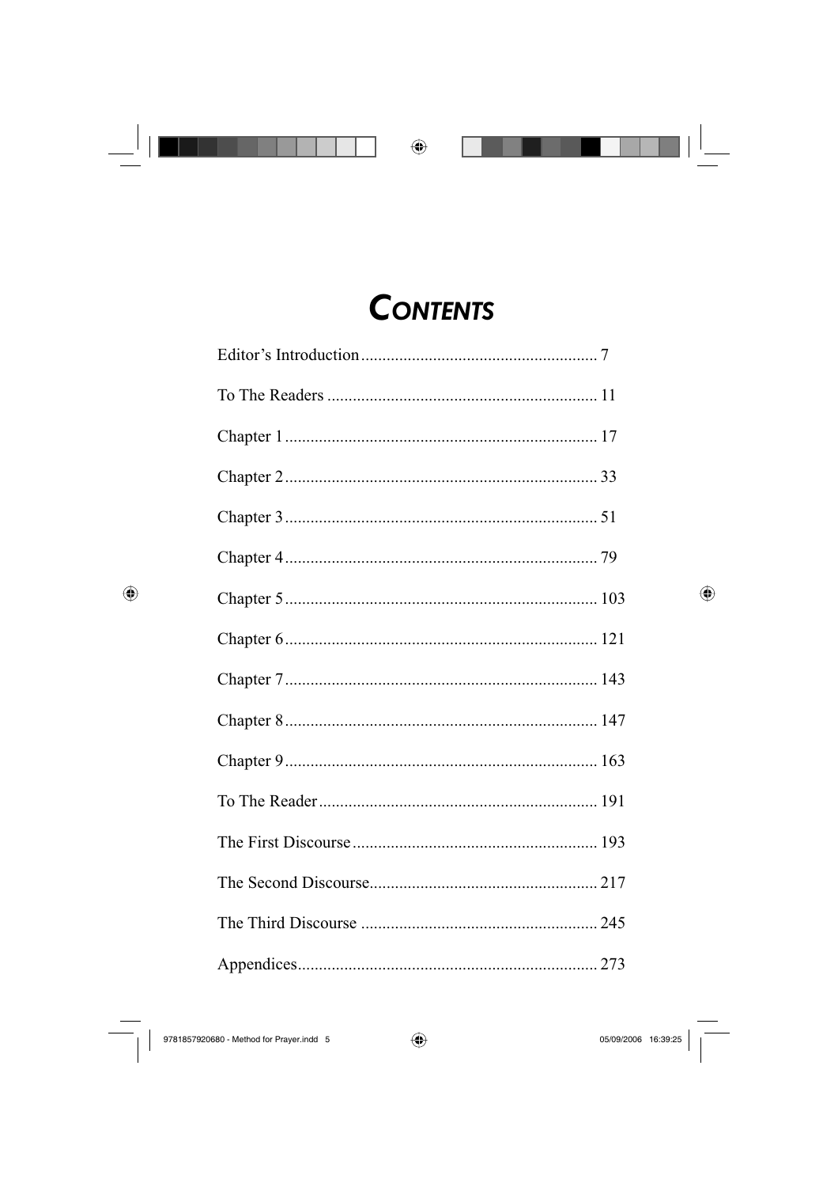# Contents

Editor's Introduction........................................................ 7

To The Readers ................................................................ 11

Chapter 1.......................................................................... 17

Chapter 2.......................................................................... 33

Chapter 3.......................................................................... 51

Chapter 4.......................................................................... 79

Chapter 5.......................................................................... 103

Chapter 6.......................................................................... 121

Chapter 7.......................................................................... 143

Chapter 8.......................................................................... 147

Chapter 9.......................................................................... 163

To The Reader.................................................................. 191

The First Discourse.......................................................... 193

The Second Discourse...................................................... 217

The Third Discourse ........................................................ 245

Appendices....................................................................... 273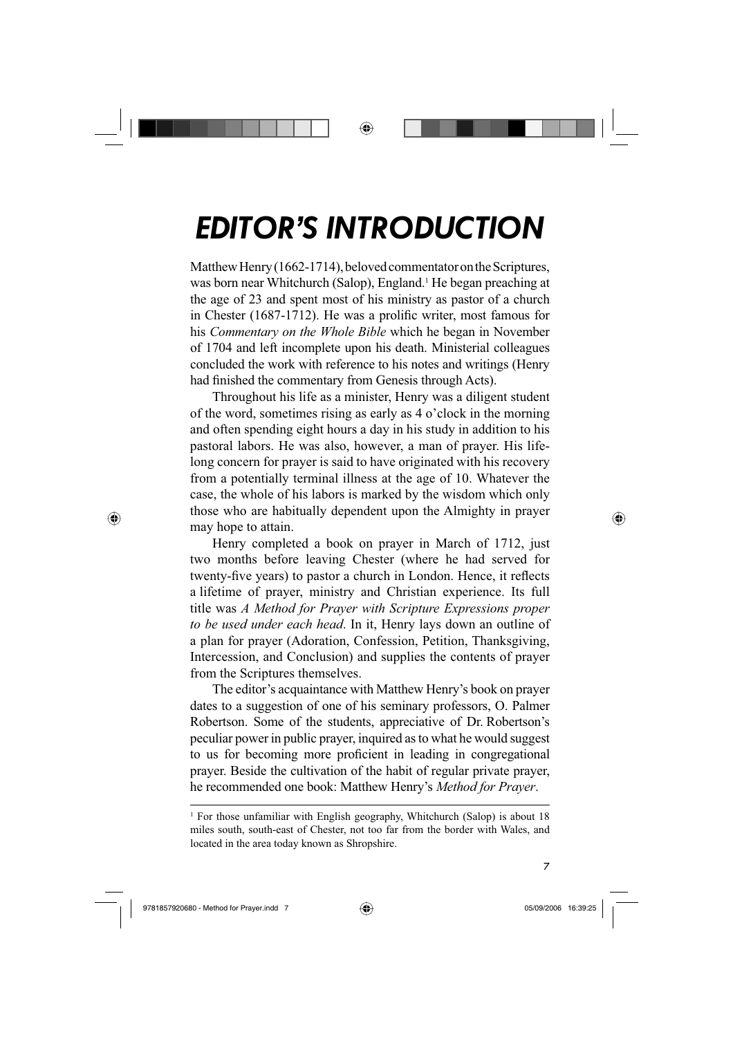# EDITOR'S INTRODUCTION

Matthew Henry (1662-1714), beloved commentator on the Scriptures, was born near Whitchurch (Salop), England.[1] He began preaching at the age of 23 and spent most of his ministry as pastor of a church in Chester (1687-1712). He was a prolific writer, most famous for his *Commentary on the Whole Bible* which he began in November of 1704 and left incomplete upon his death. Ministerial colleagues concluded the work with reference to his notes and writings (Henry had finished the commentary from Genesis through Acts).

Throughout his life as a minister, Henry was a diligent student of the word, sometimes rising as early as 4 o'clock in the morning and often spending eight hours a day in his study in addition to his pastoral labors. He was also, however, a man of prayer. His life-long concern for prayer is said to have originated with his recovery from a potentially terminal illness at the age of 10. Whatever the case, the whole of his labors is marked by the wisdom which only those who are habitually dependent upon the Almighty in prayer may hope to attain.

Henry completed a book on prayer in March of 1712, just two months before leaving Chester (where he had served for twenty-five years) to pastor a church in London. Hence, it reflects a lifetime of prayer, ministry and Christian experience. Its full title was *A Method for Prayer with Scripture Expressions proper to be used under each head*. In it, Henry lays down an outline of a plan for prayer (Adoration, Confession, Petition, Thanksgiving, Intercession, and Conclusion) and supplies the contents of prayer from the Scriptures themselves.

The editor's acquaintance with Matthew Henry's book on prayer dates to a suggestion of one of his seminary professors, O. Palmer Robertson. Some of the students, appreciative of Dr. Robertson's peculiar power in public prayer, inquired as to what he would suggest to us for becoming more proficient in leading in congregational prayer. Beside the cultivation of the habit of regular private prayer, he recommended one book: Matthew Henry's *Method for Prayer*.

---

[1] For those unfamiliar with English geography, Whitchurch (Salop) is about 18 miles south, south-east of Chester, not too far from the border with Wales, and located in the area today known as Shropshire.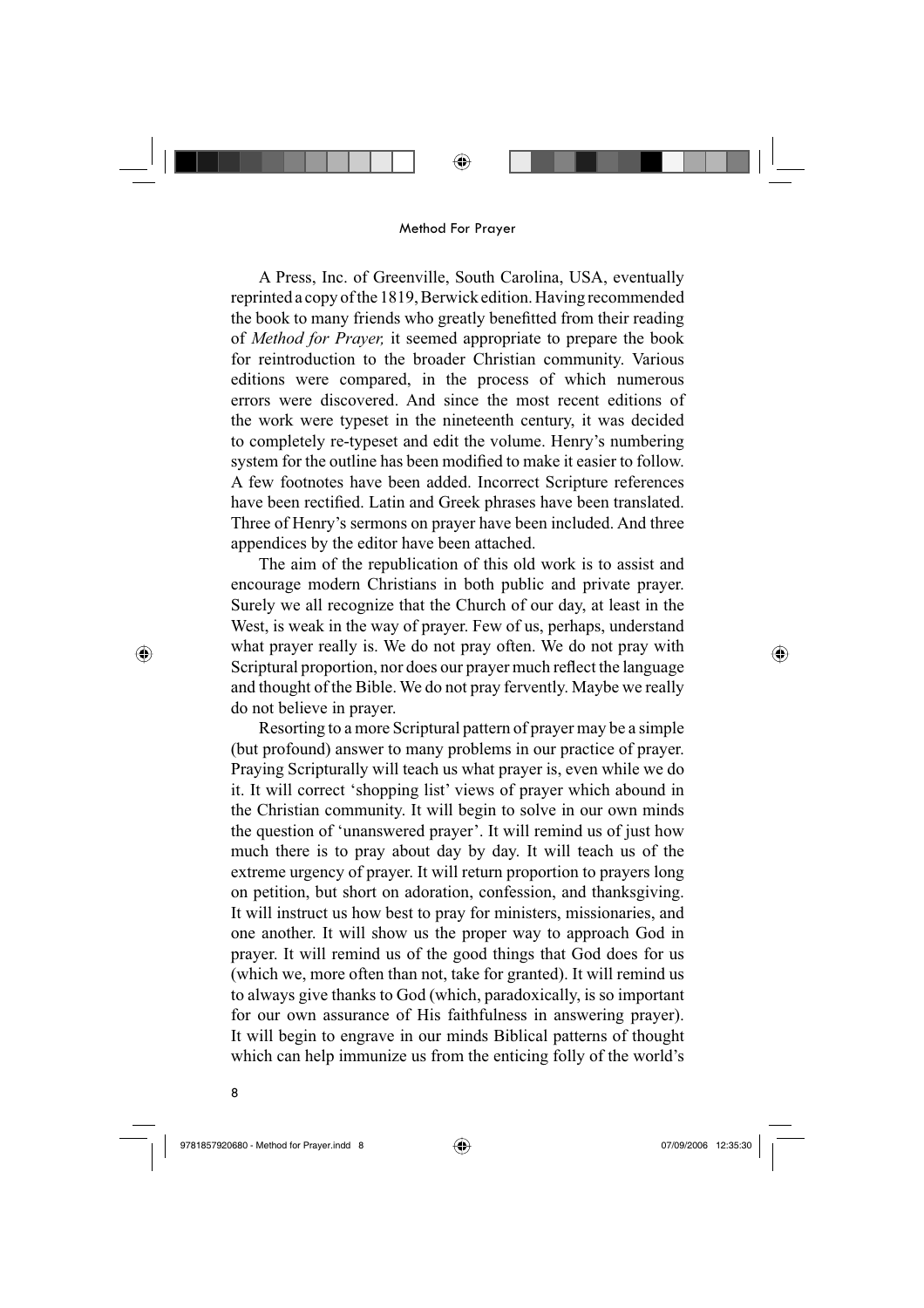A Press, Inc. of Greenville, South Carolina, USA, eventually reprinted a copy of the 1819, Berwick edition. Having recommended the book to many friends who greatly benefitted from their reading of *Method for Prayer,* it seemed appropriate to prepare the book for reintroduction to the broader Christian community. Various editions were compared, in the process of which numerous errors were discovered. And since the most recent editions of the work were typeset in the nineteenth century, it was decided to completely re-typeset and edit the volume. Henry's numbering system for the outline has been modified to make it easier to follow. A few footnotes have been added. Incorrect Scripture references have been rectified. Latin and Greek phrases have been translated. Three of Henry's sermons on prayer have been included. And three appendices by the editor have been attached.

The aim of the republication of this old work is to assist and encourage modern Christians in both public and private prayer. Surely we all recognize that the Church of our day, at least in the West, is weak in the way of prayer. Few of us, perhaps, understand what prayer really is. We do not pray often. We do not pray with Scriptural proportion, nor does our prayer much reflect the language and thought of the Bible. We do not pray fervently. Maybe we really do not believe in prayer.

Resorting to a more Scriptural pattern of prayer may be a simple (but profound) answer to many problems in our practice of prayer. Praying Scripturally will teach us what prayer is, even while we do it. It will correct 'shopping list' views of prayer which abound in the Christian community. It will begin to solve in our own minds the question of 'unanswered prayer'. It will remind us of just how much there is to pray about day by day. It will teach us of the extreme urgency of prayer. It will return proportion to prayers long on petition, but short on adoration, confession, and thanksgiving. It will instruct us how best to pray for ministers, missionaries, and one another. It will show us the proper way to approach God in prayer. It will remind us of the good things that God does for us (which we, more often than not, take for granted). It will remind us to always give thanks to God (which, paradoxically, is so important for our own assurance of His faithfulness in answering prayer). It will begin to engrave in our minds Biblical patterns of thought which can help immunize us from the enticing folly of the world's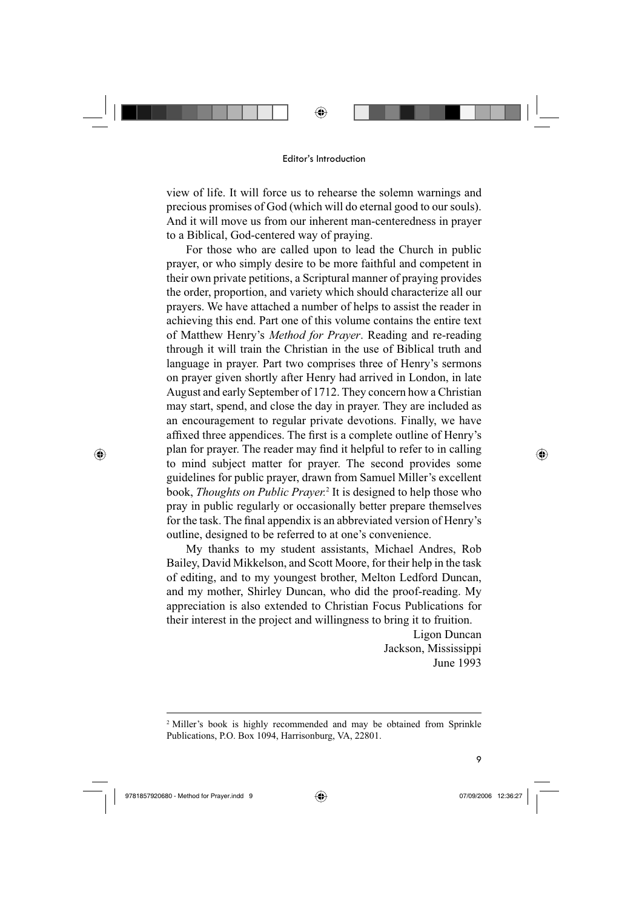view of life. It will force us to rehearse the solemn warnings and precious promises of God (which will do eternal good to our souls). And it will move us from our inherent man-centeredness in prayer to a Biblical, God-centered way of praying.

For those who are called upon to lead the Church in public prayer, or who simply desire to be more faithful and competent in their own private petitions, a Scriptural manner of praying provides the order, proportion, and variety which should characterize all our prayers. We have attached a number of helps to assist the reader in achieving this end. Part one of this volume contains the entire text of Matthew Henry's *Method for Prayer*. Reading and re-reading through it will train the Christian in the use of Biblical truth and language in prayer. Part two comprises three of Henry's sermons on prayer given shortly after Henry had arrived in London, in late August and early September of 1712. They concern how a Christian may start, spend, and close the day in prayer. They are included as an encouragement to regular private devotions. Finally, we have affixed three appendices. The first is a complete outline of Henry's plan for prayer. The reader may find it helpful to refer to in calling to mind subject matter for prayer. The second provides some guidelines for public prayer, drawn from Samuel Miller's excellent book, *Thoughts on Public Prayer.*[2] It is designed to help those who pray in public regularly or occasionally better prepare themselves for the task. The final appendix is an abbreviated version of Henry's outline, designed to be referred to at one's convenience.

My thanks to my student assistants, Michael Andres, Rob Bailey, David Mikkelson, and Scott Moore, for their help in the task of editing, and to my youngest brother, Melton Ledford Duncan, and my mother, Shirley Duncan, who did the proof-reading. My appreciation is also extended to Christian Focus Publications for their interest in the project and willingness to bring it to fruition.

Ligon Duncan
Jackson, Mississippi
June 1993

---

[2] Miller's book is highly recommended and may be obtained from Sprinkle Publications, P.O. Box 1094, Harrisonburg, VA, 22801.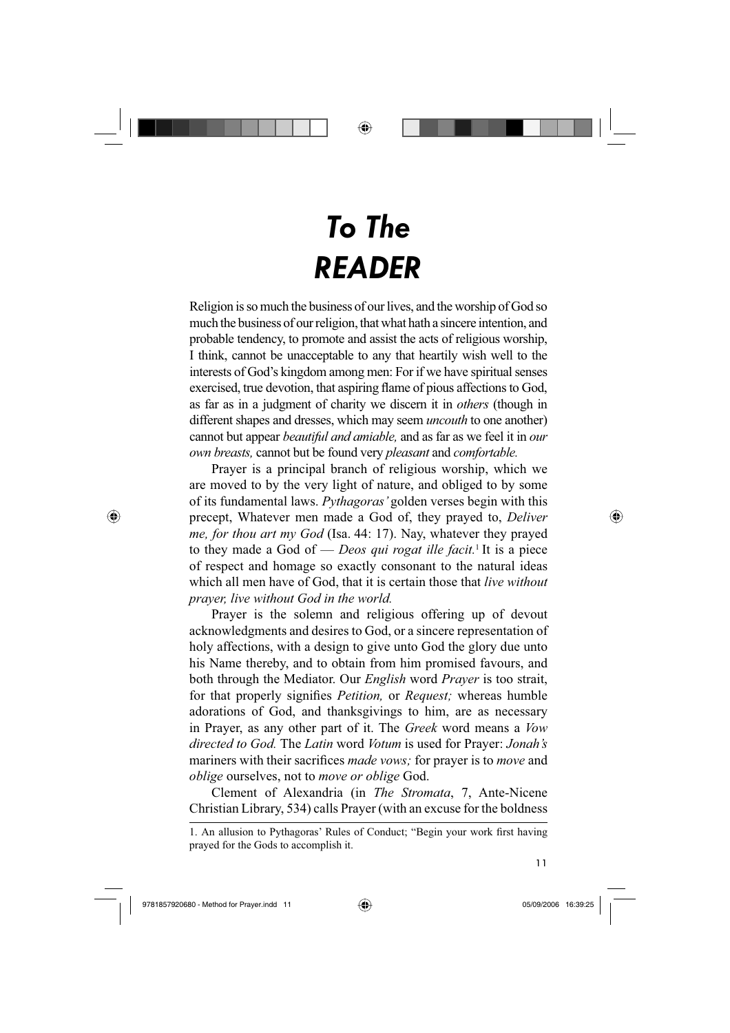# *To The READER*

Religion is so much the business of our lives, and the worship of God so much the business of our religion, that what hath a sincere intention, and probable tendency, to promote and assist the acts of religious worship, I think, cannot be unacceptable to any that heartily wish well to the interests of God's kingdom among men: For if we have spiritual senses exercised, true devotion, that aspiring flame of pious affections to God, as far as in a judgment of charity we discern it in *others* (though in different shapes and dresses, which may seem *uncouth* to one another) cannot but appear *beautiful and amiable,* and as far as we feel it in *our own breasts,* cannot but be found very *pleasant* and *comfortable.*

Prayer is a principal branch of religious worship, which we are moved to by the very light of nature, and obliged to by some of its fundamental laws. *Pythagoras'* golden verses begin with this precept, Whatever men made a God of, they prayed to, *Deliver me, for thou art my God* (Isa. 44: 17). Nay, whatever they prayed to they made a God of — *Deos qui rogat ille facit.*[1] It is a piece of respect and homage so exactly consonant to the natural ideas which all men have of God, that it is certain those that *live without prayer, live without God in the world.*

Prayer is the solemn and religious offering up of devout acknowledgments and desires to God, or a sincere representation of holy affections, with a design to give unto God the glory due unto his Name thereby, and to obtain from him promised favours, and both through the Mediator. Our *English* word *Prayer* is too strait, for that properly signifies *Petition,* or *Request;* whereas humble adorations of God, and thanksgivings to him, are as necessary in Prayer, as any other part of it. The *Greek* word means a *Vow directed to God.* The *Latin* word *Votum* is used for Prayer: *Jonah's* mariners with their sacrifices *made vows;* for prayer is to *move* and *oblige* ourselves, not to *move or oblige* God.

Clement of Alexandria (in *The Stromata*, 7, Ante-Nicene Christian Library, 534) calls Prayer (with an excuse for the boldness

---

1. An allusion to Pythagoras' Rules of Conduct; "Begin your work first having prayed for the Gods to accomplish it.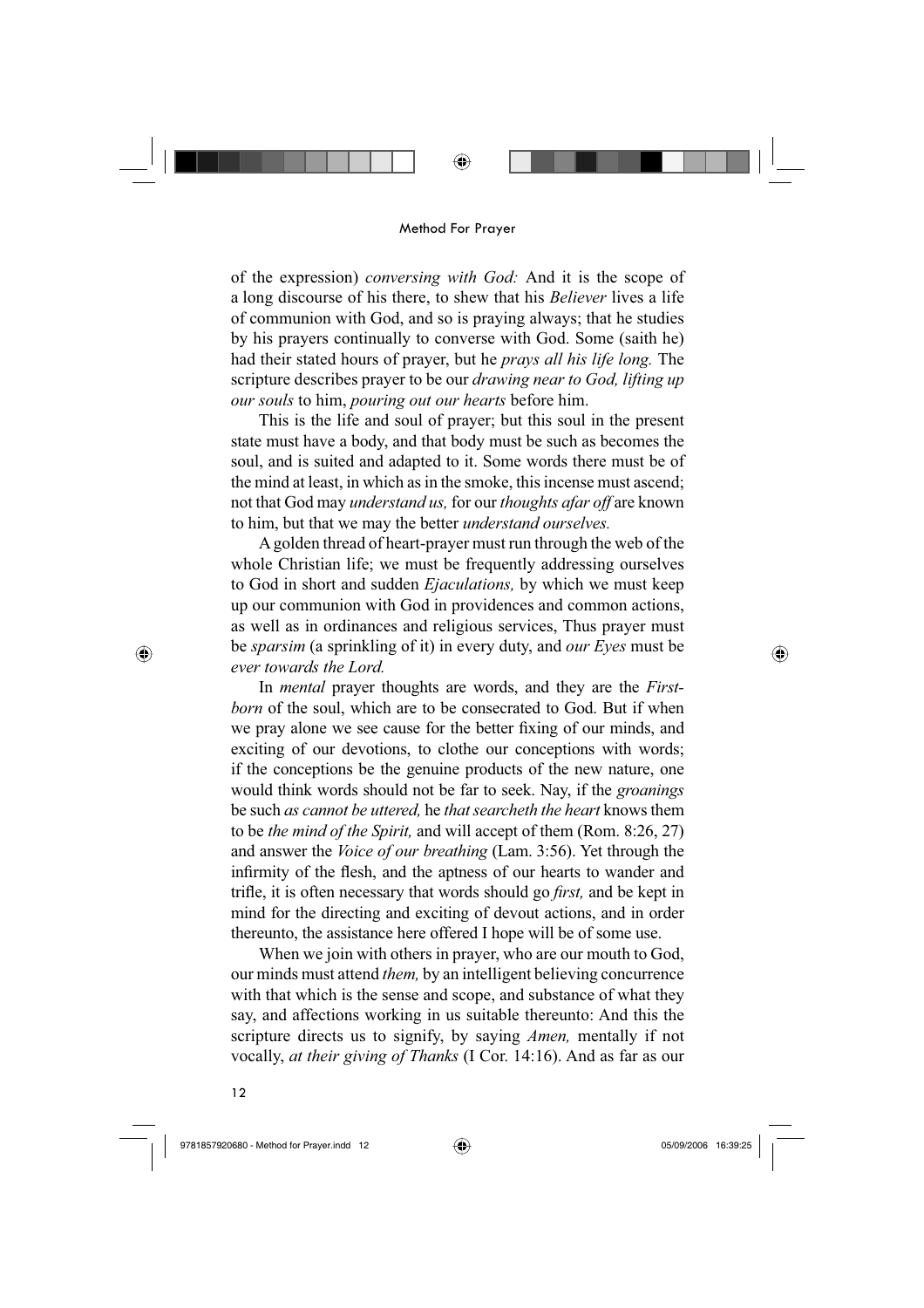of the expression) *conversing with God:* And it is the scope of a long discourse of his there, to shew that his *Believer* lives a life of communion with God, and so is praying always; that he studies by his prayers continually to converse with God. Some (saith he) had their stated hours of prayer, but he *prays all his life long.* The scripture describes prayer to be our *drawing near to God, lifting up our souls* to him, *pouring out our hearts* before him.

This is the life and soul of prayer; but this soul in the present state must have a body, and that body must be such as becomes the soul, and is suited and adapted to it. Some words there must be of the mind at least, in which as in the smoke, this incense must ascend; not that God may *understand us,* for our *thoughts afar off* are known to him, but that we may the better *understand ourselves.*

A golden thread of heart-prayer must run through the web of the whole Christian life; we must be frequently addressing ourselves to God in short and sudden *Ejaculations,* by which we must keep up our communion with God in providences and common actions, as well as in ordinances and religious services, Thus prayer must be *sparsim* (a sprinkling of it) in every duty, and *our Eyes* must be *ever towards the Lord.*

In *mental* prayer thoughts are words, and they are the *First-born* of the soul, which are to be consecrated to God. But if when we pray alone we see cause for the better fixing of our minds, and exciting of our devotions, to clothe our conceptions with words; if the conceptions be the genuine products of the new nature, one would think words should not be far to seek. Nay, if the *groanings* be such *as cannot be uttered,* he *that searcheth the heart* knows them to be *the mind of the Spirit,* and will accept of them (Rom. 8:26, 27) and answer the *Voice of our breathing* (Lam. 3:56). Yet through the infirmity of the flesh, and the aptness of our hearts to wander and trifle, it is often necessary that words should go *first,* and be kept in mind for the directing and exciting of devout actions, and in order thereunto, the assistance here offered I hope will be of some use.

When we join with others in prayer, who are our mouth to God, our minds must attend *them,* by an intelligent believing concurrence with that which is the sense and scope, and substance of what they say, and affections working in us suitable thereunto: And this the scripture directs us to signify, by saying *Amen,* mentally if not vocally, *at their giving of Thanks* (I Cor. 14:16). And as far as our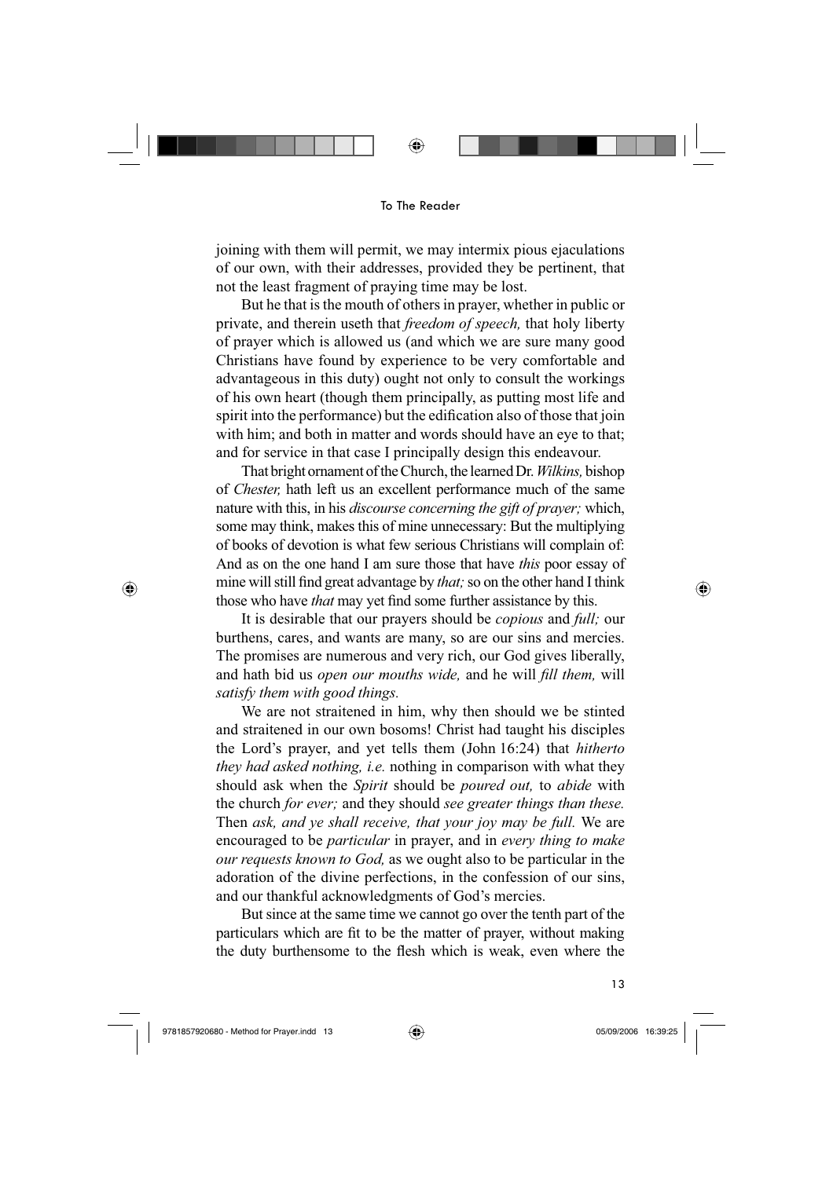joining with them will permit, we may intermix pious ejaculations of our own, with their addresses, provided they be pertinent, that not the least fragment of praying time may be lost.

But he that is the mouth of others in prayer, whether in public or private, and therein useth that *freedom of speech,* that holy liberty of prayer which is allowed us (and which we are sure many good Christians have found by experience to be very comfortable and advantageous in this duty) ought not only to consult the workings of his own heart (though them principally, as putting most life and spirit into the performance) but the edification also of those that join with him; and both in matter and words should have an eye to that; and for service in that case I principally design this endeavour.

That bright ornament of the Church, the learned Dr. *Wilkins,* bishop of *Chester,* hath left us an excellent performance much of the same nature with this, in his *discourse concerning the gift of prayer;* which, some may think, makes this of mine unnecessary: But the multiplying of books of devotion is what few serious Christians will complain of: And as on the one hand I am sure those that have *this* poor essay of mine will still find great advantage by *that;* so on the other hand I think those who have *that* may yet find some further assistance by this.

It is desirable that our prayers should be *copious* and *full;* our burthens, cares, and wants are many, so are our sins and mercies. The promises are numerous and very rich, our God gives liberally, and hath bid us *open our mouths wide,* and he will *fill them,* will *satisfy them with good things.*

We are not straitened in him, why then should we be stinted and straitened in our own bosoms! Christ had taught his disciples the Lord's prayer, and yet tells them (John 16:24) that *hitherto they had asked nothing, i.e.* nothing in comparison with what they should ask when the *Spirit* should be *poured out,* to *abide* with the church *for ever;* and they should *see greater things than these.* Then *ask, and ye shall receive, that your joy may be full.* We are encouraged to be *particular* in prayer, and in *every thing to make our requests known to God,* as we ought also to be particular in the adoration of the divine perfections, in the confession of our sins, and our thankful acknowledgments of God's mercies.

But since at the same time we cannot go over the tenth part of the particulars which are fit to be the matter of prayer, without making the duty burthensome to the flesh which is weak, even where the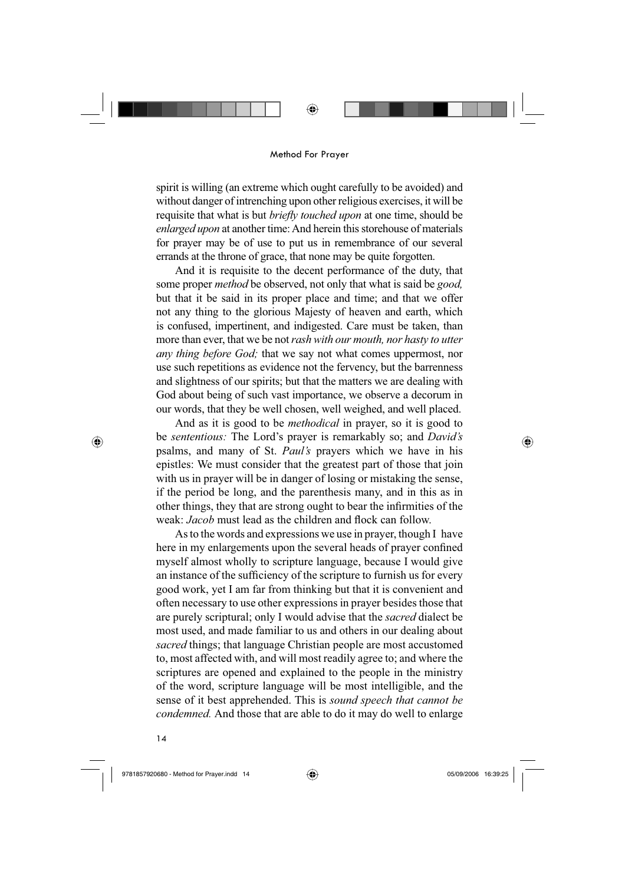spirit is willing (an extreme which ought carefully to be avoided) and without danger of intrenching upon other religious exercises, it will be requisite that what is but *briefly touched upon* at one time, should be *enlarged upon* at another time: And herein this storehouse of materials for prayer may be of use to put us in remembrance of our several errands at the throne of grace, that none may be quite forgotten.

And it is requisite to the decent performance of the duty, that some proper *method* be observed, not only that what is said be *good,* but that it be said in its proper place and time; and that we offer not any thing to the glorious Majesty of heaven and earth, which is confused, impertinent, and indigested. Care must be taken, than more than ever, that we be not *rash with our mouth, nor hasty to utter any thing before God;* that we say not what comes uppermost, nor use such repetitions as evidence not the fervency, but the barrenness and slightness of our spirits; but that the matters we are dealing with God about being of such vast importance, we observe a decorum in our words, that they be well chosen, well weighed, and well placed.

And as it is good to be *methodical* in prayer, so it is good to be *sententious:* The Lord's prayer is remarkably so; and *David's* psalms, and many of St. *Paul's* prayers which we have in his epistles: We must consider that the greatest part of those that join with us in prayer will be in danger of losing or mistaking the sense, if the period be long, and the parenthesis many, and in this as in other things, they that are strong ought to bear the infirmities of the weak: *Jacob* must lead as the children and flock can follow.

As to the words and expressions we use in prayer, though I have here in my enlargements upon the several heads of prayer confined myself almost wholly to scripture language, because I would give an instance of the sufficiency of the scripture to furnish us for every good work, yet I am far from thinking but that it is convenient and often necessary to use other expressions in prayer besides those that are purely scriptural; only I would advise that the *sacred* dialect be most used, and made familiar to us and others in our dealing about *sacred* things; that language Christian people are most accustomed to, most affected with, and will most readily agree to; and where the scriptures are opened and explained to the people in the ministry of the word, scripture language will be most intelligible, and the sense of it best apprehended. This is *sound speech that cannot be condemned.* And those that are able to do it may do well to enlarge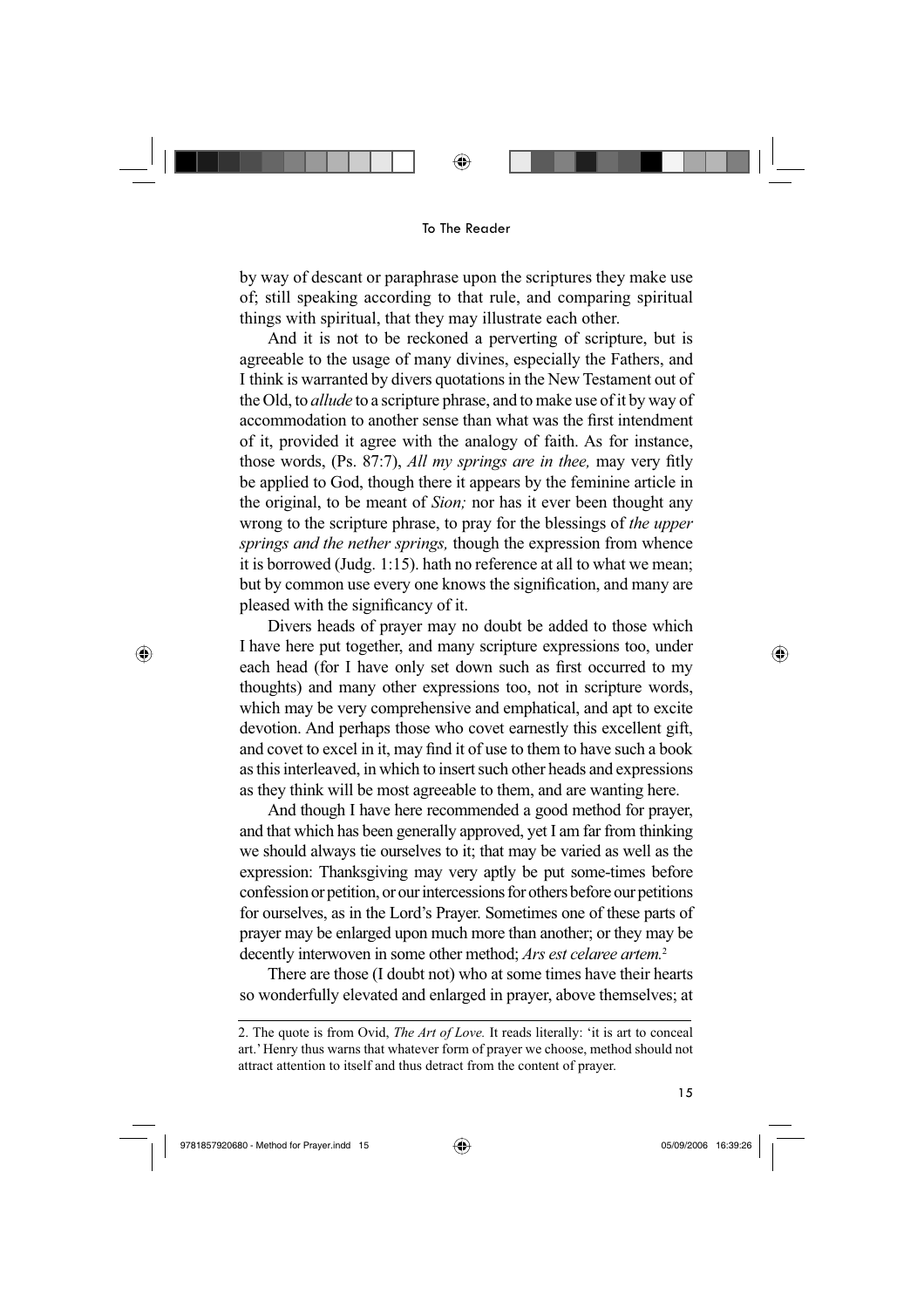by way of descant or paraphrase upon the scriptures they make use of; still speaking according to that rule, and comparing spiritual things with spiritual, that they may illustrate each other.

And it is not to be reckoned a perverting of scripture, but is agreeable to the usage of many divines, especially the Fathers, and I think is warranted by divers quotations in the New Testament out of the Old, to *allude* to a scripture phrase, and to make use of it by way of accommodation to another sense than what was the first intendment of it, provided it agree with the analogy of faith. As for instance, those words, (Ps. 87:7), *All my springs are in thee,* may very fitly be applied to God, though there it appears by the feminine article in the original, to be meant of *Sion;* nor has it ever been thought any wrong to the scripture phrase, to pray for the blessings of *the upper springs and the nether springs,* though the expression from whence it is borrowed (Judg. 1:15). hath no reference at all to what we mean; but by common use every one knows the signification, and many are pleased with the significancy of it.

Divers heads of prayer may no doubt be added to those which I have here put together, and many scripture expressions too, under each head (for I have only set down such as first occurred to my thoughts) and many other expressions too, not in scripture words, which may be very comprehensive and emphatical, and apt to excite devotion. And perhaps those who covet earnestly this excellent gift, and covet to excel in it, may find it of use to them to have such a book as this interleaved, in which to insert such other heads and expressions as they think will be most agreeable to them, and are wanting here.

And though I have here recommended a good method for prayer, and that which has been generally approved, yet I am far from thinking we should always tie ourselves to it; that may be varied as well as the expression: Thanksgiving may very aptly be put some-times before confession or petition, or our intercessions for others before our petitions for ourselves, as in the Lord's Prayer. Sometimes one of these parts of prayer may be enlarged upon much more than another; or they may be decently interwoven in some other method; *Ars est celaree artem.*[2]

There are those (I doubt not) who at some times have their hearts so wonderfully elevated and enlarged in prayer, above themselves; at

---

2. The quote is from Ovid, *The Art of Love.* It reads literally: 'it is art to conceal art.' Henry thus warns that whatever form of prayer we choose, method should not attract attention to itself and thus detract from the content of prayer.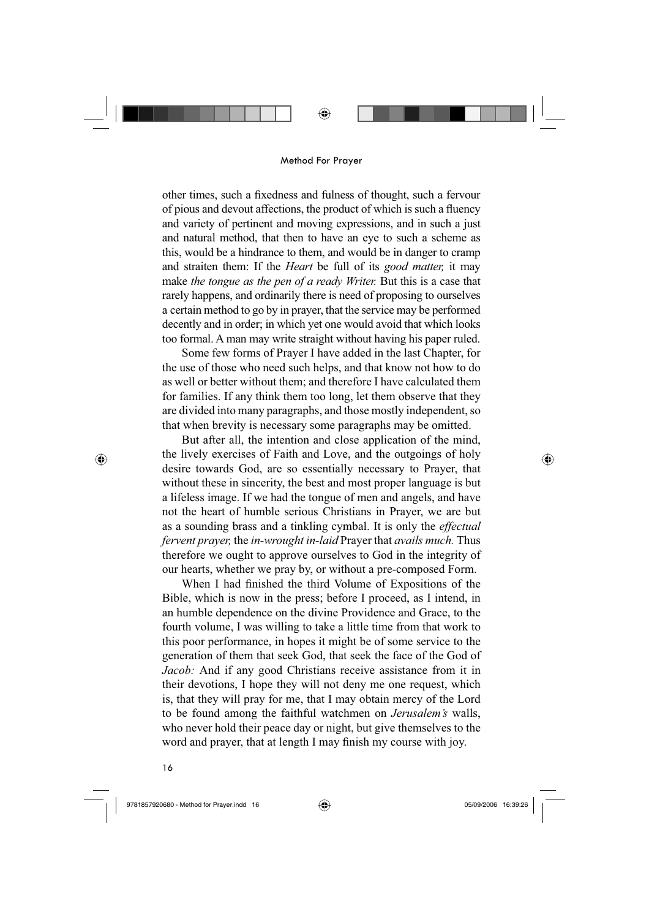other times, such a fixedness and fulness of thought, such a fervour of pious and devout affections, the product of which is such a fluency and variety of pertinent and moving expressions, and in such a just and natural method, that then to have an eye to such a scheme as this, would be a hindrance to them, and would be in danger to cramp and straiten them: If the *Heart* be full of its *good matter,* it may make *the tongue as the pen of a ready Writer.* But this is a case that rarely happens, and ordinarily there is need of proposing to ourselves a certain method to go by in prayer, that the service may be performed decently and in order; in which yet one would avoid that which looks too formal. A man may write straight without having his paper ruled.

Some few forms of Prayer I have added in the last Chapter, for the use of those who need such helps, and that know not how to do as well or better without them; and therefore I have calculated them for families. If any think them too long, let them observe that they are divided into many paragraphs, and those mostly independent, so that when brevity is necessary some paragraphs may be omitted.

But after all, the intention and close application of the mind, the lively exercises of Faith and Love, and the outgoings of holy desire towards God, are so essentially necessary to Prayer, that without these in sincerity, the best and most proper language is but a lifeless image. If we had the tongue of men and angels, and have not the heart of humble serious Christians in Prayer, we are but as a sounding brass and a tinkling cymbal. It is only the *effectual fervent prayer,* the *in-wrought in-laid* Prayer that *avails much.* Thus therefore we ought to approve ourselves to God in the integrity of our hearts, whether we pray by, or without a pre-composed Form.

When I had finished the third Volume of Expositions of the Bible, which is now in the press; before I proceed, as I intend, in an humble dependence on the divine Providence and Grace, to the fourth volume, I was willing to take a little time from that work to this poor performance, in hopes it might be of some service to the generation of them that seek God, that seek the face of the God of *Jacob:* And if any good Christians receive assistance from it in their devotions, I hope they will not deny me one request, which is, that they will pray for me, that I may obtain mercy of the Lord to be found among the faithful watchmen on *Jerusalem's* walls, who never hold their peace day or night, but give themselves to the word and prayer, that at length I may finish my course with joy.